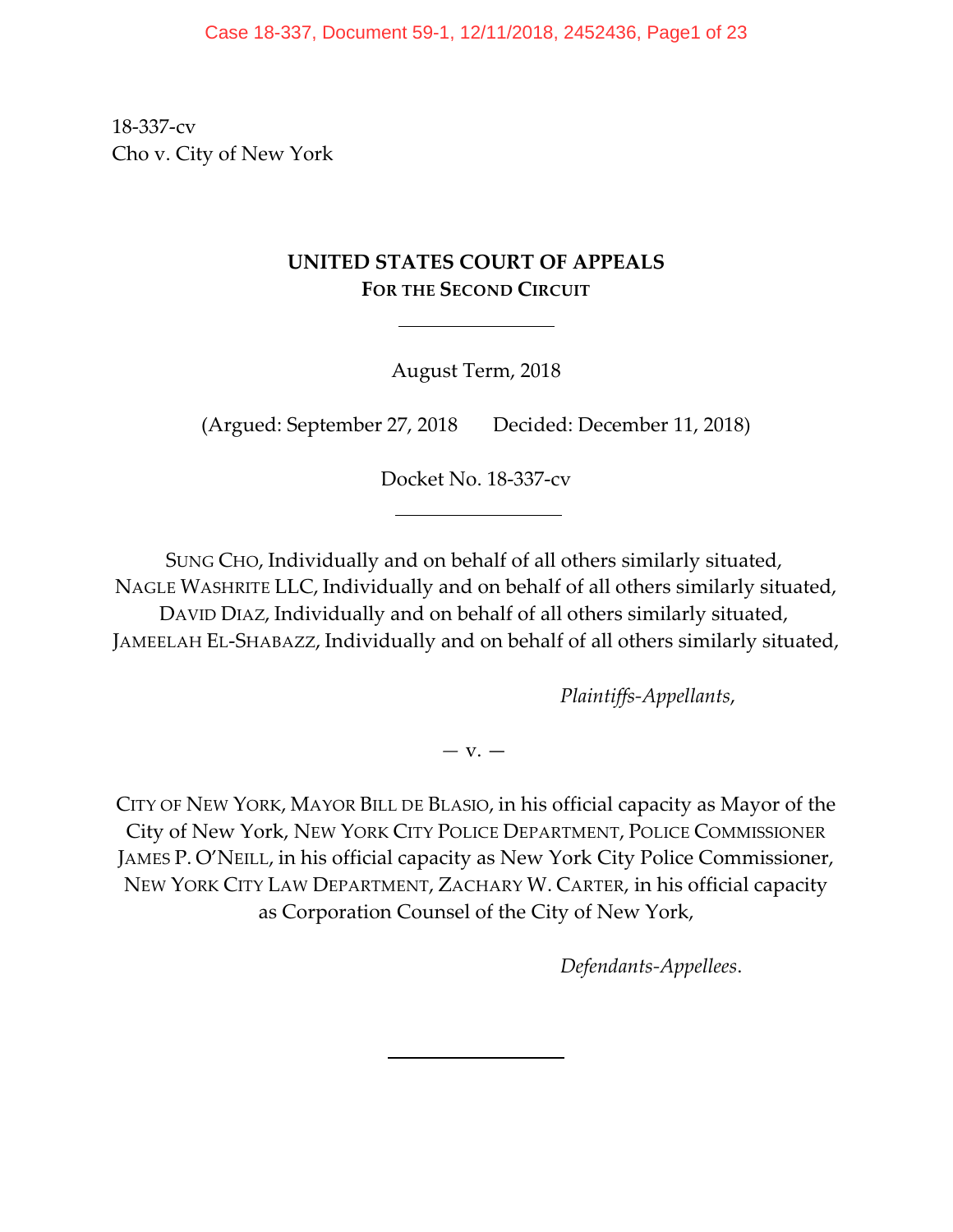18-337-cv
Cho v. City of New York

**UNITED STATES COURT OF APPEALS**
**FOR THE SECOND CIRCUIT**

---

August Term, 2018

(Argued: September 27, 2018 Decided: December 11, 2018)

Docket No. 18-337-cv

---

SUNG CHO, Individually and on behalf of all others similarly situated,
NAGLE WASHRITE LLC, Individually and on behalf of all others similarly situated,
DAVID DIAZ, Individually and on behalf of all others similarly situated,
JAMEELAH EL-SHABAZZ, Individually and on behalf of all others similarly situated,

*Plaintiffs-Appellants*,

— v. —

CITY OF NEW YORK, MAYOR BILL DE BLASIO, in his official capacity as Mayor of the City of New York, NEW YORK CITY POLICE DEPARTMENT, POLICE COMMISSIONER JAMES P. O'NEILL, in his official capacity as New York City Police Commissioner, NEW YORK CITY LAW DEPARTMENT, ZACHARY W. CARTER, in his official capacity as Corporation Counsel of the City of New York,

*Defendants-Appellees*.

---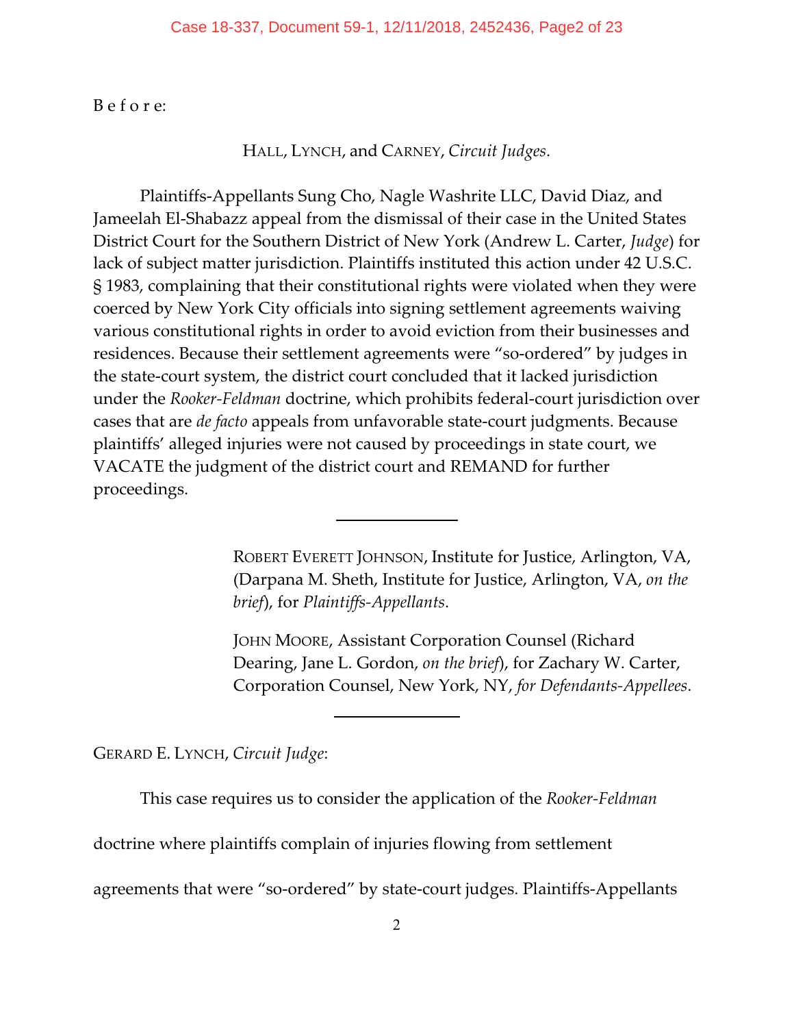B e f o r e:

HALL, LYNCH, and CARNEY, *Circuit Judges*.

Plaintiffs-Appellants Sung Cho, Nagle Washrite LLC, David Diaz, and Jameelah El-Shabazz appeal from the dismissal of their case in the United States District Court for the Southern District of New York (Andrew L. Carter, *Judge*) for lack of subject matter jurisdiction. Plaintiffs instituted this action under 42 U.S.C. § 1983, complaining that their constitutional rights were violated when they were coerced by New York City officials into signing settlement agreements waiving various constitutional rights in order to avoid eviction from their businesses and residences. Because their settlement agreements were "so-ordered" by judges in the state-court system, the district court concluded that it lacked jurisdiction under the *Rooker-Feldman* doctrine, which prohibits federal-court jurisdiction over cases that are *de facto* appeals from unfavorable state-court judgments. Because plaintiffs' alleged injuries were not caused by proceedings in state court, we VACATE the judgment of the district court and REMAND for further proceedings.

---

ROBERT EVERETT JOHNSON, Institute for Justice, Arlington, VA, (Darpana M. Sheth, Institute for Justice, Arlington, VA, *on the brief*), for *Plaintiffs-Appellants*.

JOHN MOORE, Assistant Corporation Counsel (Richard Dearing, Jane L. Gordon, *on the brief*), for Zachary W. Carter, Corporation Counsel, New York, NY, *for Defendants-Appellees*.

---

GERARD E. LYNCH, *Circuit Judge*:

This case requires us to consider the application of the *Rooker-Feldman* doctrine where plaintiffs complain of injuries flowing from settlement agreements that were "so-ordered" by state-court judges. Plaintiffs-Appellants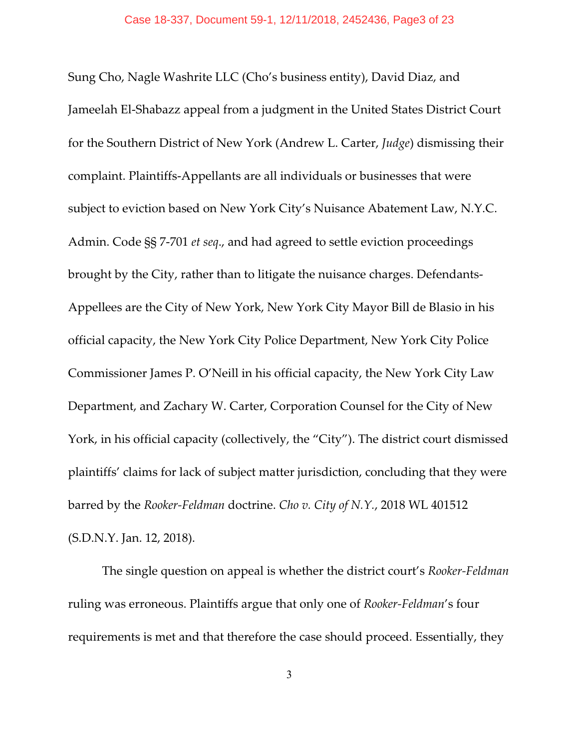Sung Cho, Nagle Washrite LLC (Cho's business entity), David Diaz, and Jameelah El-Shabazz appeal from a judgment in the United States District Court for the Southern District of New York (Andrew L. Carter, *Judge*) dismissing their complaint. Plaintiffs-Appellants are all individuals or businesses that were subject to eviction based on New York City's Nuisance Abatement Law, N.Y.C. Admin. Code §§ 7-701 *et seq*., and had agreed to settle eviction proceedings brought by the City, rather than to litigate the nuisance charges. Defendants-Appellees are the City of New York, New York City Mayor Bill de Blasio in his official capacity, the New York City Police Department, New York City Police Commissioner James P. O'Neill in his official capacity, the New York City Law Department, and Zachary W. Carter, Corporation Counsel for the City of New York, in his official capacity (collectively, the "City"). The district court dismissed plaintiffs' claims for lack of subject matter jurisdiction, concluding that they were barred by the *Rooker-Feldman* doctrine. *Cho v. City of N.Y.*, 2018 WL 401512 (S.D.N.Y. Jan. 12, 2018).

The single question on appeal is whether the district court's *Rooker-Feldman* ruling was erroneous. Plaintiffs argue that only one of *Rooker-Feldman*'s four requirements is met and that therefore the case should proceed. Essentially, they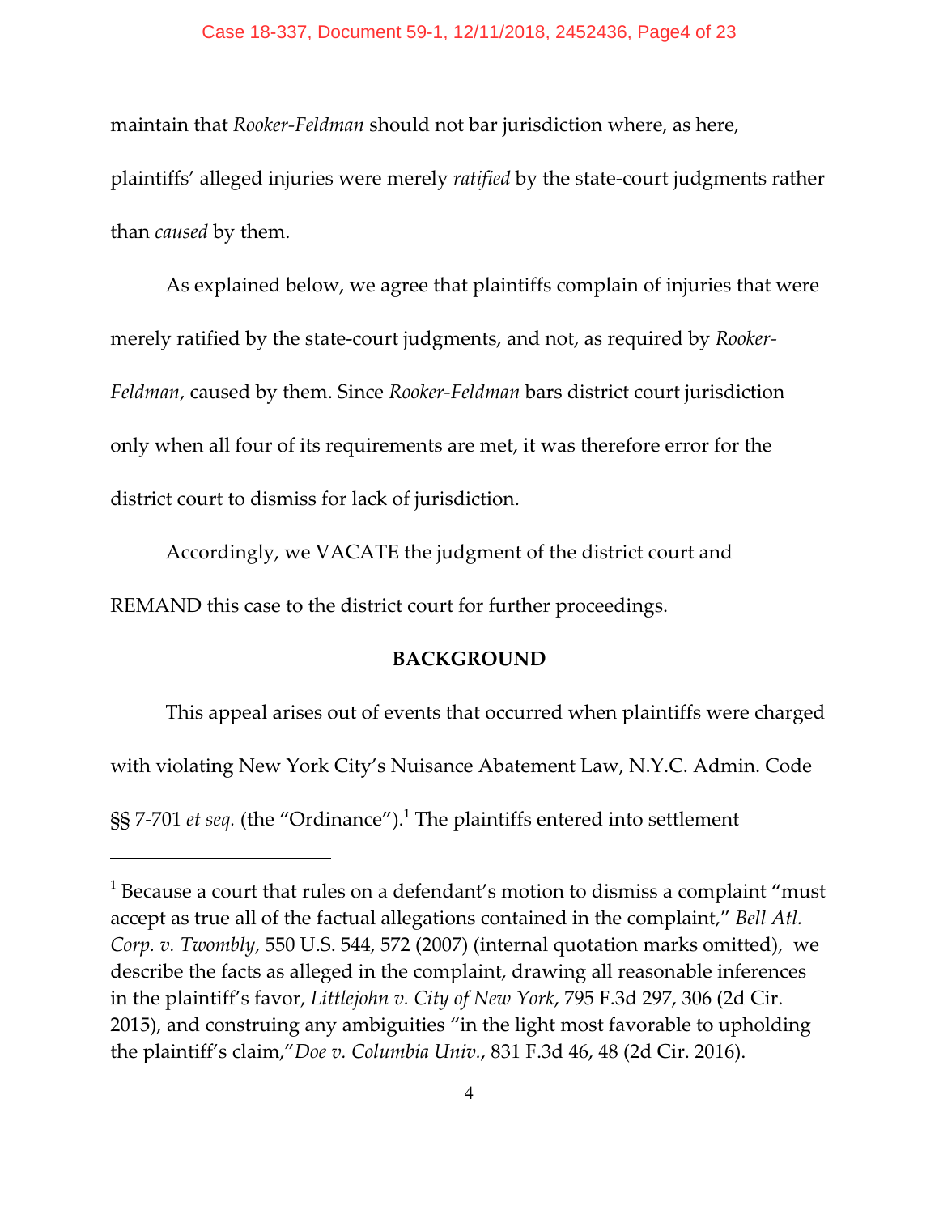maintain that *Rooker-Feldman* should not bar jurisdiction where, as here, plaintiffs' alleged injuries were merely *ratified* by the state-court judgments rather than *caused* by them.

As explained below, we agree that plaintiffs complain of injuries that were merely ratified by the state-court judgments, and not, as required by *Rooker-Feldman*, caused by them. Since *Rooker-Feldman* bars district court jurisdiction only when all four of its requirements are met, it was therefore error for the district court to dismiss for lack of jurisdiction.

Accordingly, we VACATE the judgment of the district court and REMAND this case to the district court for further proceedings.

## BACKGROUND

This appeal arises out of events that occurred when plaintiffs were charged with violating New York City's Nuisance Abatement Law, N.Y.C. Admin. Code §§ 7-701 *et seq.* (the "Ordinance").[1] The plaintiffs entered into settlement

---

[1] Because a court that rules on a defendant's motion to dismiss a complaint "must accept as true all of the factual allegations contained in the complaint," *Bell Atl. Corp. v. Twombly*, 550 U.S. 544, 572 (2007) (internal quotation marks omitted), we describe the facts as alleged in the complaint, drawing all reasonable inferences in the plaintiff's favor, *Littlejohn v. City of New York*, 795 F.3d 297, 306 (2d Cir. 2015), and construing any ambiguities "in the light most favorable to upholding the plaintiff's claim,"*Doe v. Columbia Univ.*, 831 F.3d 46, 48 (2d Cir. 2016).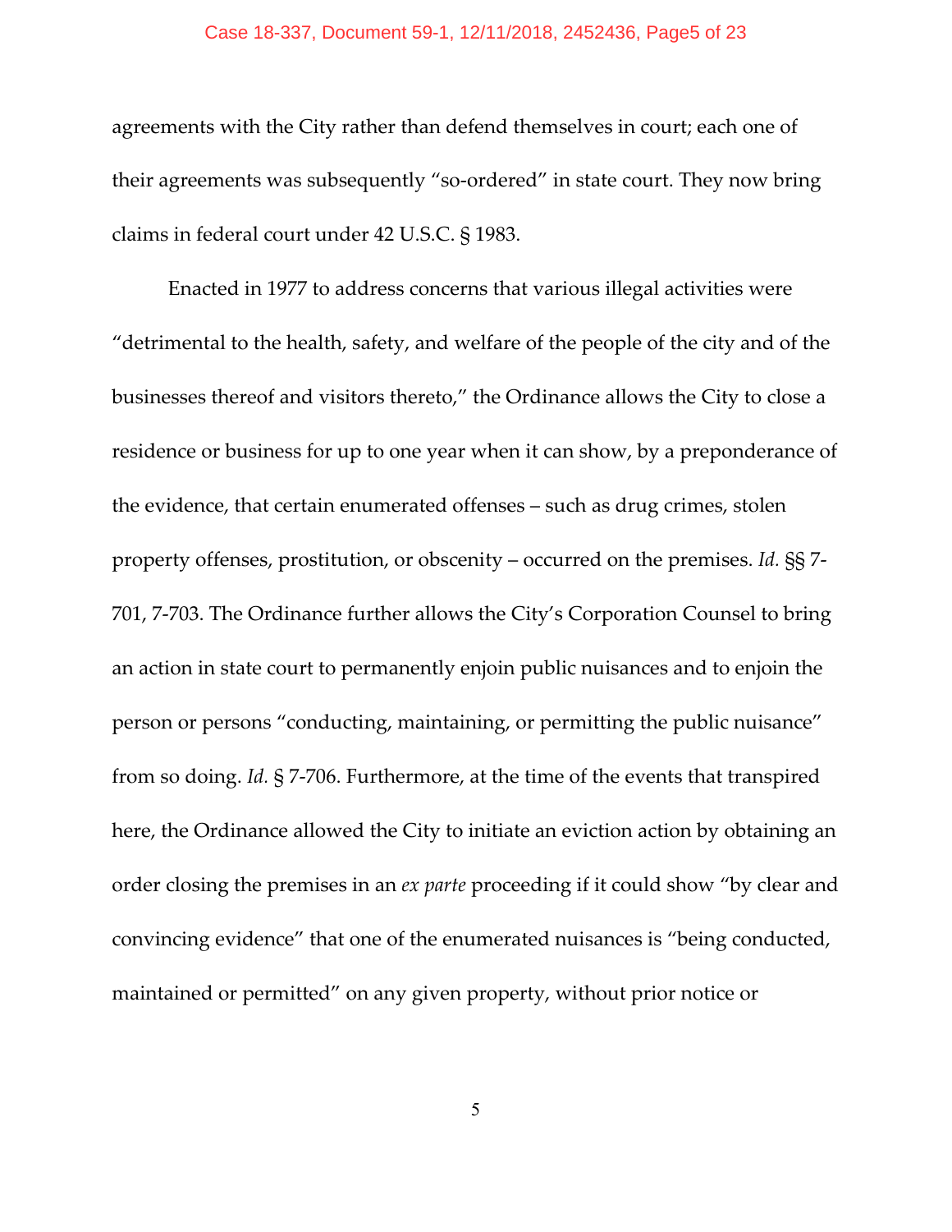agreements with the City rather than defend themselves in court; each one of their agreements was subsequently "so-ordered" in state court. They now bring claims in federal court under 42 U.S.C. § 1983.

Enacted in 1977 to address concerns that various illegal activities were "detrimental to the health, safety, and welfare of the people of the city and of the businesses thereof and visitors thereto," the Ordinance allows the City to close a residence or business for up to one year when it can show, by a preponderance of the evidence, that certain enumerated offenses – such as drug crimes, stolen property offenses, prostitution, or obscenity – occurred on the premises. *Id.* §§ 7-701, 7-703. The Ordinance further allows the City's Corporation Counsel to bring an action in state court to permanently enjoin public nuisances and to enjoin the person or persons "conducting, maintaining, or permitting the public nuisance" from so doing. *Id.* § 7-706. Furthermore, at the time of the events that transpired here, the Ordinance allowed the City to initiate an eviction action by obtaining an order closing the premises in an *ex parte* proceeding if it could show "by clear and convincing evidence" that one of the enumerated nuisances is "being conducted, maintained or permitted" on any given property, without prior notice or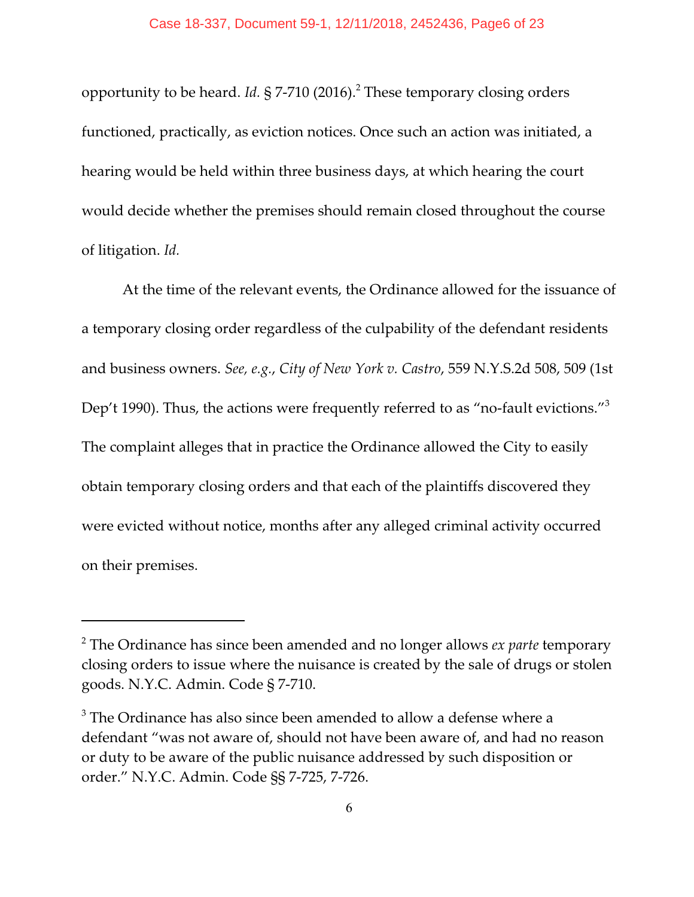opportunity to be heard. *Id.* § 7-710 (2016).[2] These temporary closing orders functioned, practically, as eviction notices. Once such an action was initiated, a hearing would be held within three business days, at which hearing the court would decide whether the premises should remain closed throughout the course of litigation. *Id.*

At the time of the relevant events, the Ordinance allowed for the issuance of a temporary closing order regardless of the culpability of the defendant residents and business owners. *See, e.g.*, *City of New York v. Castro*, 559 N.Y.S.2d 508, 509 (1st Dep't 1990). Thus, the actions were frequently referred to as "no-fault evictions."[3] The complaint alleges that in practice the Ordinance allowed the City to easily obtain temporary closing orders and that each of the plaintiffs discovered they were evicted without notice, months after any alleged criminal activity occurred on their premises.

---

[2] The Ordinance has since been amended and no longer allows *ex parte* temporary closing orders to issue where the nuisance is created by the sale of drugs or stolen goods. N.Y.C. Admin. Code § 7-710.

[3] The Ordinance has also since been amended to allow a defense where a defendant "was not aware of, should not have been aware of, and had no reason or duty to be aware of the public nuisance addressed by such disposition or order." N.Y.C. Admin. Code §§ 7-725, 7-726.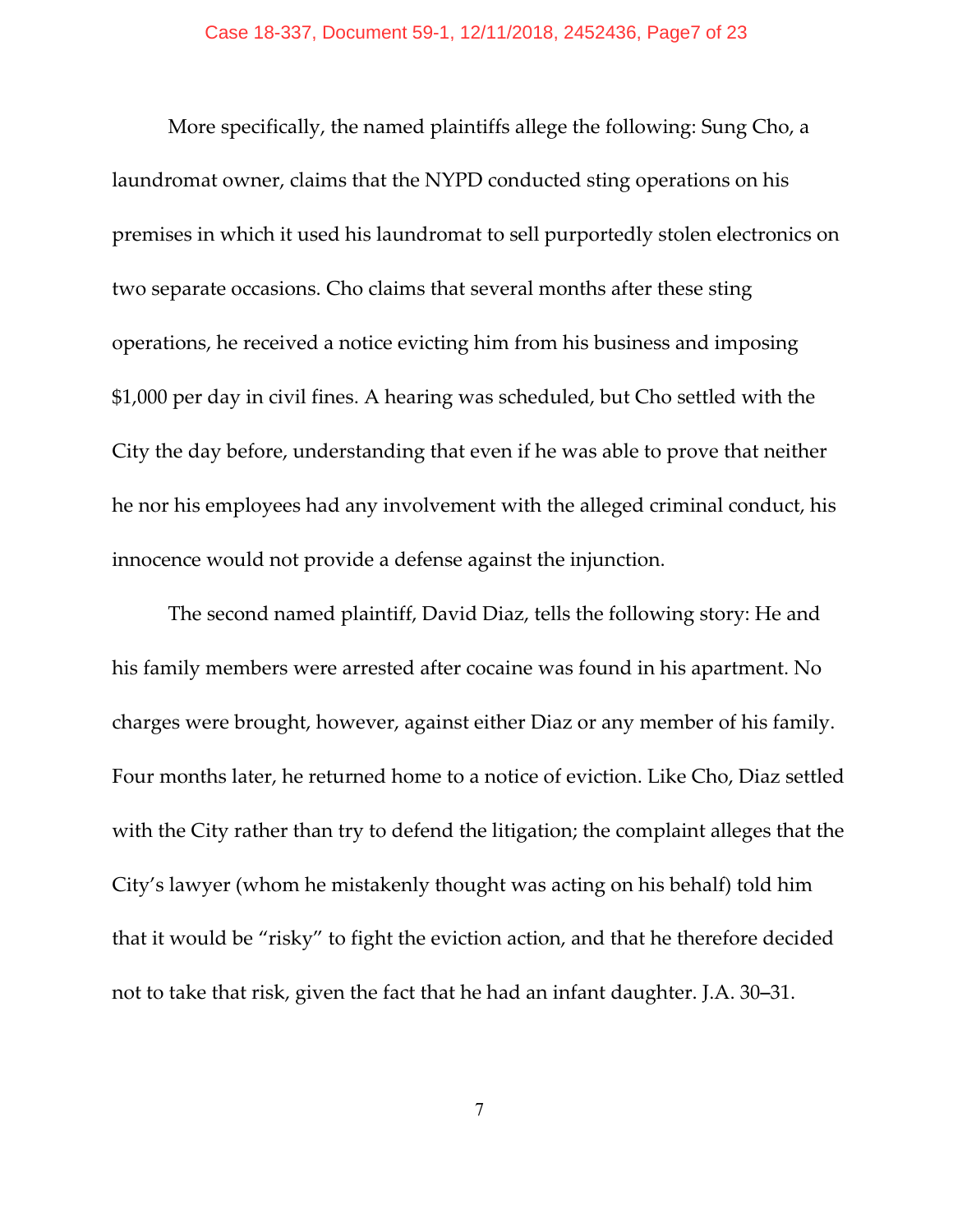More specifically, the named plaintiffs allege the following: Sung Cho, a laundromat owner, claims that the NYPD conducted sting operations on his premises in which it used his laundromat to sell purportedly stolen electronics on two separate occasions. Cho claims that several months after these sting operations, he received a notice evicting him from his business and imposing $1,000 per day in civil fines. A hearing was scheduled, but Cho settled with the City the day before, understanding that even if he was able to prove that neither he nor his employees had any involvement with the alleged criminal conduct, his innocence would not provide a defense against the injunction.

The second named plaintiff, David Diaz, tells the following story: He and his family members were arrested after cocaine was found in his apartment. No charges were brought, however, against either Diaz or any member of his family. Four months later, he returned home to a notice of eviction. Like Cho, Diaz settled with the City rather than try to defend the litigation; the complaint alleges that the City's lawyer (whom he mistakenly thought was acting on his behalf) told him that it would be "risky" to fight the eviction action, and that he therefore decided not to take that risk, given the fact that he had an infant daughter. J.A. 30–31.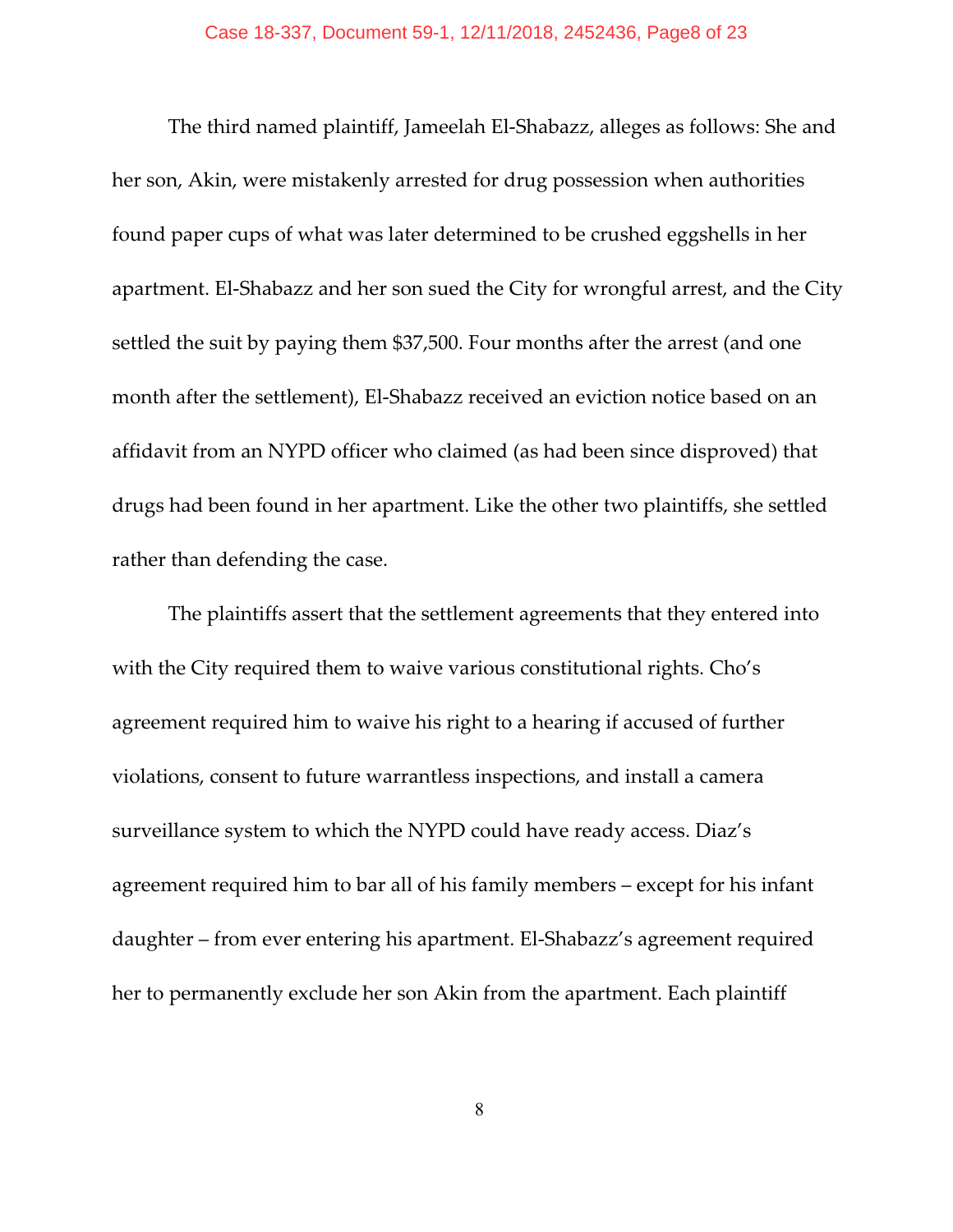The third named plaintiff, Jameelah El-Shabazz, alleges as follows: She and her son, Akin, were mistakenly arrested for drug possession when authorities found paper cups of what was later determined to be crushed eggshells in her apartment. El-Shabazz and her son sued the City for wrongful arrest, and the City settled the suit by paying them $37,500. Four months after the arrest (and one month after the settlement), El-Shabazz received an eviction notice based on an affidavit from an NYPD officer who claimed (as had been since disproved) that drugs had been found in her apartment. Like the other two plaintiffs, she settled rather than defending the case.

The plaintiffs assert that the settlement agreements that they entered into with the City required them to waive various constitutional rights. Cho's agreement required him to waive his right to a hearing if accused of further violations, consent to future warrantless inspections, and install a camera surveillance system to which the NYPD could have ready access. Diaz's agreement required him to bar all of his family members – except for his infant daughter – from ever entering his apartment. El-Shabazz's agreement required her to permanently exclude her son Akin from the apartment. Each plaintiff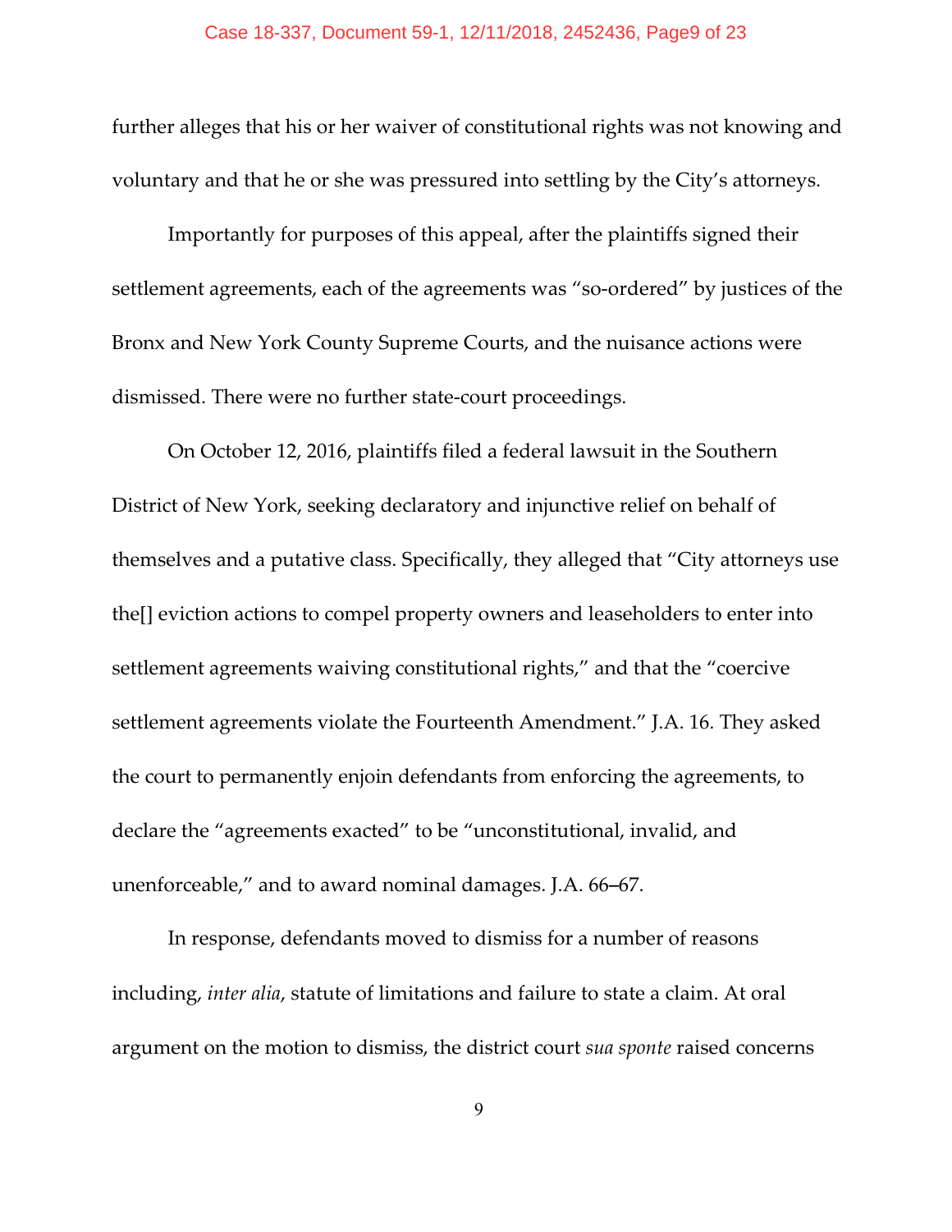further alleges that his or her waiver of constitutional rights was not knowing and voluntary and that he or she was pressured into settling by the City's attorneys.

Importantly for purposes of this appeal, after the plaintiffs signed their settlement agreements, each of the agreements was "so-ordered" by justices of the Bronx and New York County Supreme Courts, and the nuisance actions were dismissed. There were no further state-court proceedings.

On October 12, 2016, plaintiffs filed a federal lawsuit in the Southern District of New York, seeking declaratory and injunctive relief on behalf of themselves and a putative class. Specifically, they alleged that "City attorneys use the[] eviction actions to compel property owners and leaseholders to enter into settlement agreements waiving constitutional rights," and that the "coercive settlement agreements violate the Fourteenth Amendment." J.A. 16. They asked the court to permanently enjoin defendants from enforcing the agreements, to declare the "agreements exacted" to be "unconstitutional, invalid, and unenforceable," and to award nominal damages. J.A. 66–67.

In response, defendants moved to dismiss for a number of reasons including, *inter alia*, statute of limitations and failure to state a claim. At oral argument on the motion to dismiss, the district court *sua sponte* raised concerns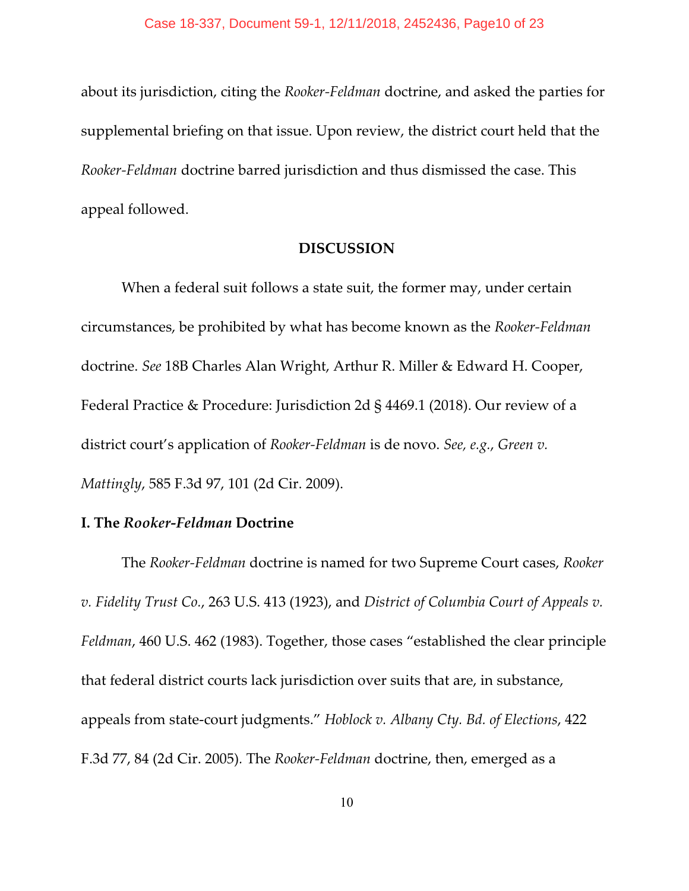about its jurisdiction, citing the *Rooker-Feldman* doctrine, and asked the parties for supplemental briefing on that issue. Upon review, the district court held that the *Rooker-Feldman* doctrine barred jurisdiction and thus dismissed the case. This appeal followed.

## DISCUSSION

When a federal suit follows a state suit, the former may, under certain circumstances, be prohibited by what has become known as the *Rooker-Feldman* doctrine. *See* 18B Charles Alan Wright, Arthur R. Miller & Edward H. Cooper, Federal Practice & Procedure: Jurisdiction 2d § 4469.1 (2018). Our review of a district court's application of *Rooker-Feldman* is de novo. *See, e.g.*, *Green v. Mattingly*, 585 F.3d 97, 101 (2d Cir. 2009).

### I. The *Rooker-Feldman* Doctrine

The *Rooker-Feldman* doctrine is named for two Supreme Court cases, *Rooker v. Fidelity Trust Co.*, 263 U.S. 413 (1923), and *District of Columbia Court of Appeals v. Feldman*, 460 U.S. 462 (1983). Together, those cases "established the clear principle that federal district courts lack jurisdiction over suits that are, in substance, appeals from state-court judgments." *Hoblock v. Albany Cty. Bd. of Elections*, 422 F.3d 77, 84 (2d Cir. 2005). The *Rooker-Feldman* doctrine, then, emerged as a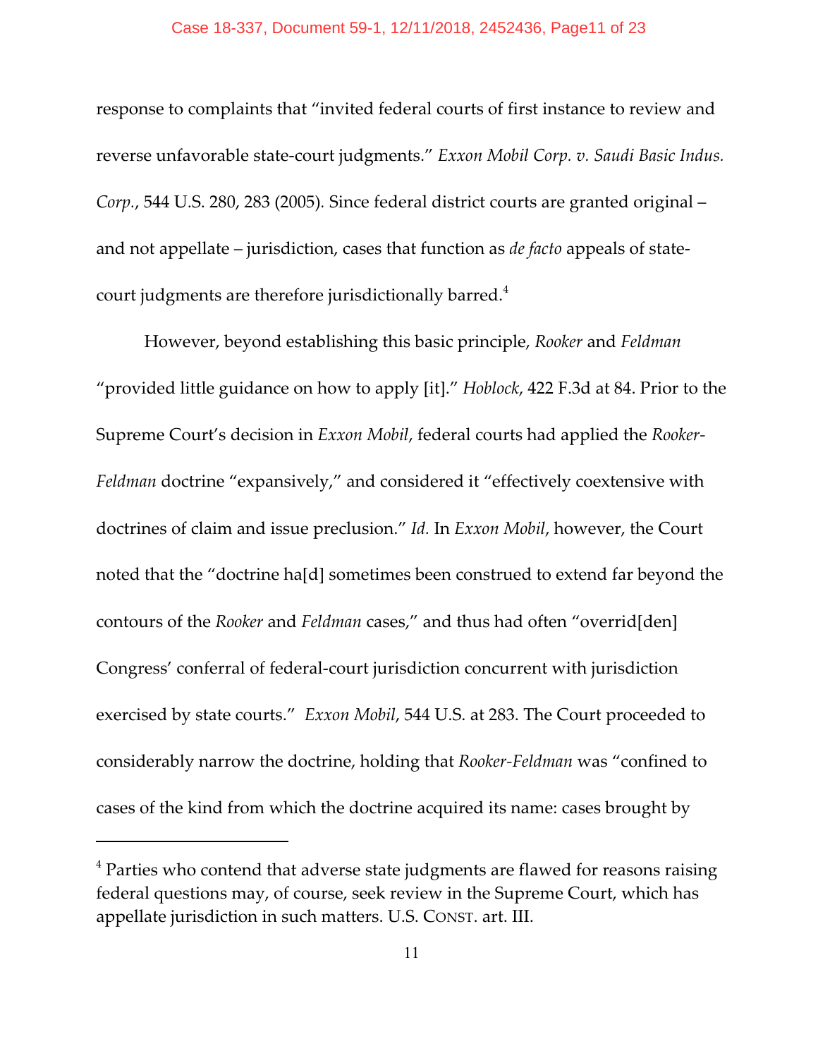response to complaints that "invited federal courts of first instance to review and reverse unfavorable state-court judgments." *Exxon Mobil Corp. v. Saudi Basic Indus. Corp.*, 544 U.S. 280, 283 (2005). Since federal district courts are granted original – and not appellate – jurisdiction, cases that function as *de facto* appeals of state-court judgments are therefore jurisdictionally barred.[4]

However, beyond establishing this basic principle, *Rooker* and *Feldman* "provided little guidance on how to apply [it]." *Hoblock*, 422 F.3d at 84. Prior to the Supreme Court's decision in *Exxon Mobil*, federal courts had applied the *Rooker-Feldman* doctrine "expansively," and considered it "effectively coextensive with doctrines of claim and issue preclusion." *Id.* In *Exxon Mobil*, however, the Court noted that the "doctrine ha[d] sometimes been construed to extend far beyond the contours of the *Rooker* and *Feldman* cases," and thus had often "overrid[den] Congress' conferral of federal-court jurisdiction concurrent with jurisdiction exercised by state courts." *Exxon Mobil*, 544 U.S. at 283. The Court proceeded to considerably narrow the doctrine, holding that *Rooker-Feldman* was "confined to cases of the kind from which the doctrine acquired its name: cases brought by

---

[4] Parties who contend that adverse state judgments are flawed for reasons raising federal questions may, of course, seek review in the Supreme Court, which has appellate jurisdiction in such matters. U.S. CONST. art. III.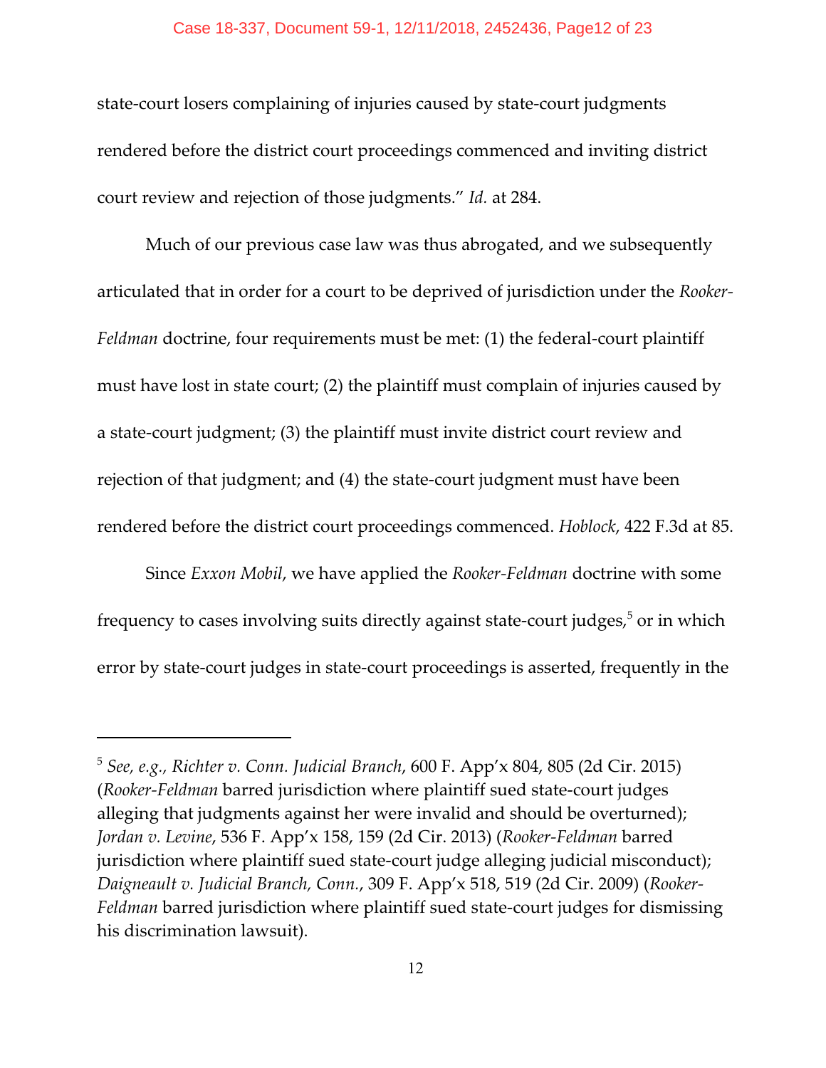state-court losers complaining of injuries caused by state-court judgments rendered before the district court proceedings commenced and inviting district court review and rejection of those judgments." *Id.* at 284.

Much of our previous case law was thus abrogated, and we subsequently articulated that in order for a court to be deprived of jurisdiction under the *Rooker-Feldman* doctrine, four requirements must be met: (1) the federal-court plaintiff must have lost in state court; (2) the plaintiff must complain of injuries caused by a state-court judgment; (3) the plaintiff must invite district court review and rejection of that judgment; and (4) the state-court judgment must have been rendered before the district court proceedings commenced. *Hoblock*, 422 F.3d at 85.

Since *Exxon Mobil*, we have applied the *Rooker-Feldman* doctrine with some frequency to cases involving suits directly against state-court judges,[5] or in which error by state-court judges in state-court proceedings is asserted, frequently in the

---

[5] *See, e.g., Richter v. Conn. Judicial Branch*, 600 F. App'x 804, 805 (2d Cir. 2015) (*Rooker-Feldman* barred jurisdiction where plaintiff sued state-court judges alleging that judgments against her were invalid and should be overturned); *Jordan v. Levine*, 536 F. App'x 158, 159 (2d Cir. 2013) (*Rooker-Feldman* barred jurisdiction where plaintiff sued state-court judge alleging judicial misconduct); *Daigneault v. Judicial Branch, Conn.*, 309 F. App'x 518, 519 (2d Cir. 2009) (*Rooker-Feldman* barred jurisdiction where plaintiff sued state-court judges for dismissing his discrimination lawsuit).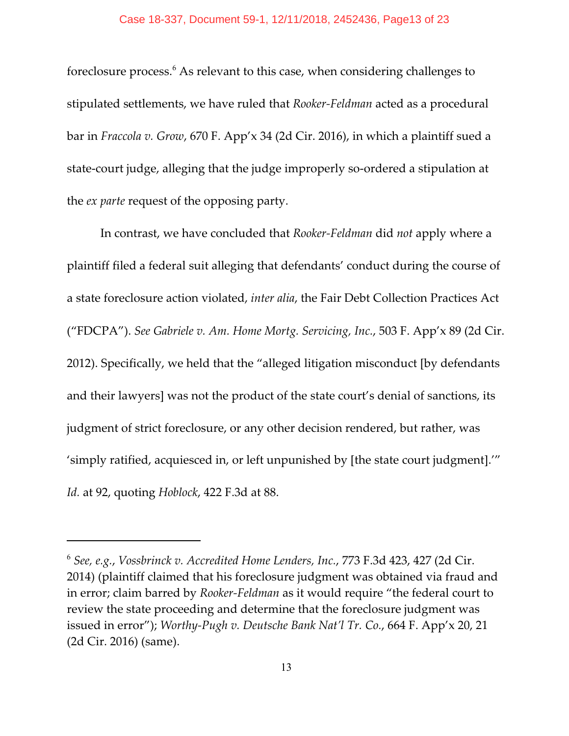foreclosure process.[6] As relevant to this case, when considering challenges to stipulated settlements, we have ruled that *Rooker-Feldman* acted as a procedural bar in *Fraccola v. Grow*, 670 F. App'x 34 (2d Cir. 2016), in which a plaintiff sued a state-court judge, alleging that the judge improperly so-ordered a stipulation at the *ex parte* request of the opposing party.

In contrast, we have concluded that *Rooker-Feldman* did *not* apply where a plaintiff filed a federal suit alleging that defendants' conduct during the course of a state foreclosure action violated, *inter alia*, the Fair Debt Collection Practices Act ("FDCPA"). *See Gabriele v. Am. Home Mortg. Servicing, Inc.*, 503 F. App'x 89 (2d Cir. 2012). Specifically, we held that the "alleged litigation misconduct [by defendants and their lawyers] was not the product of the state court's denial of sanctions, its judgment of strict foreclosure, or any other decision rendered, but rather, was 'simply ratified, acquiesced in, or left unpunished by [the state court judgment].'" *Id.* at 92, quoting *Hoblock*, 422 F.3d at 88.

---

[6] *See, e.g.*, *Vossbrinck v. Accredited Home Lenders, Inc.*, 773 F.3d 423, 427 (2d Cir. 2014) (plaintiff claimed that his foreclosure judgment was obtained via fraud and in error; claim barred by *Rooker-Feldman* as it would require "the federal court to review the state proceeding and determine that the foreclosure judgment was issued in error"); *Worthy-Pugh v. Deutsche Bank Nat'l Tr. Co.*, 664 F. App'x 20, 21 (2d Cir. 2016) (same).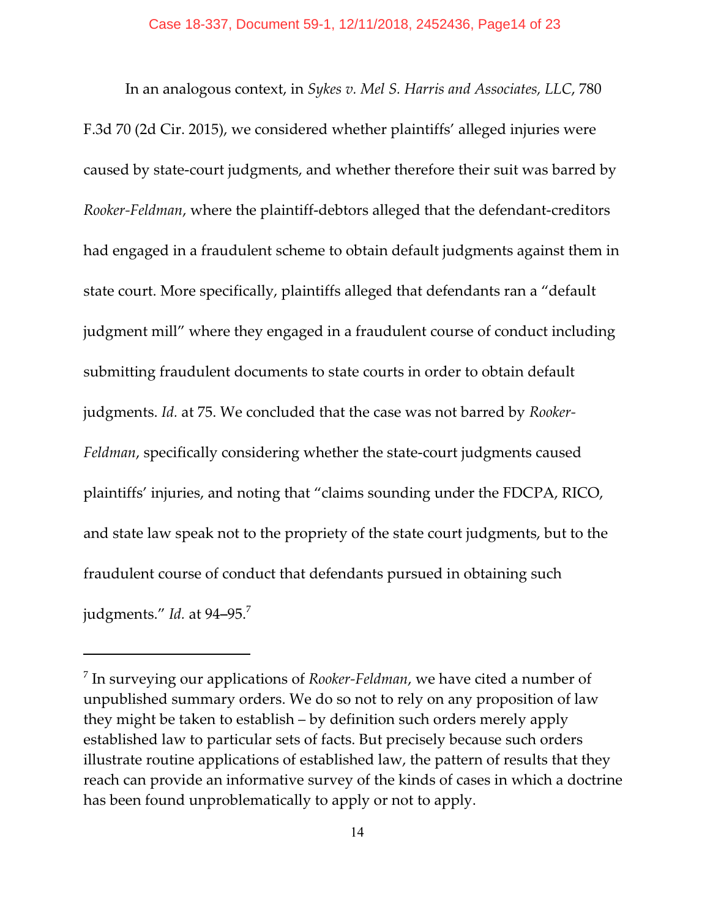In an analogous context, in *Sykes v. Mel S. Harris and Associates, LLC*, 780 F.3d 70 (2d Cir. 2015), we considered whether plaintiffs' alleged injuries were caused by state-court judgments, and whether therefore their suit was barred by *Rooker-Feldman*, where the plaintiff-debtors alleged that the defendant-creditors had engaged in a fraudulent scheme to obtain default judgments against them in state court. More specifically, plaintiffs alleged that defendants ran a "default judgment mill" where they engaged in a fraudulent course of conduct including submitting fraudulent documents to state courts in order to obtain default judgments. *Id.* at 75. We concluded that the case was not barred by *Rooker-Feldman*, specifically considering whether the state-court judgments caused plaintiffs' injuries, and noting that "claims sounding under the FDCPA, RICO, and state law speak not to the propriety of the state court judgments, but to the fraudulent course of conduct that defendants pursued in obtaining such judgments." *Id.* at 94–95.[7]

---

[7] In surveying our applications of *Rooker-Feldman*, we have cited a number of unpublished summary orders. We do so not to rely on any proposition of law they might be taken to establish – by definition such orders merely apply established law to particular sets of facts. But precisely because such orders illustrate routine applications of established law, the pattern of results that they reach can provide an informative survey of the kinds of cases in which a doctrine has been found unproblematically to apply or not to apply.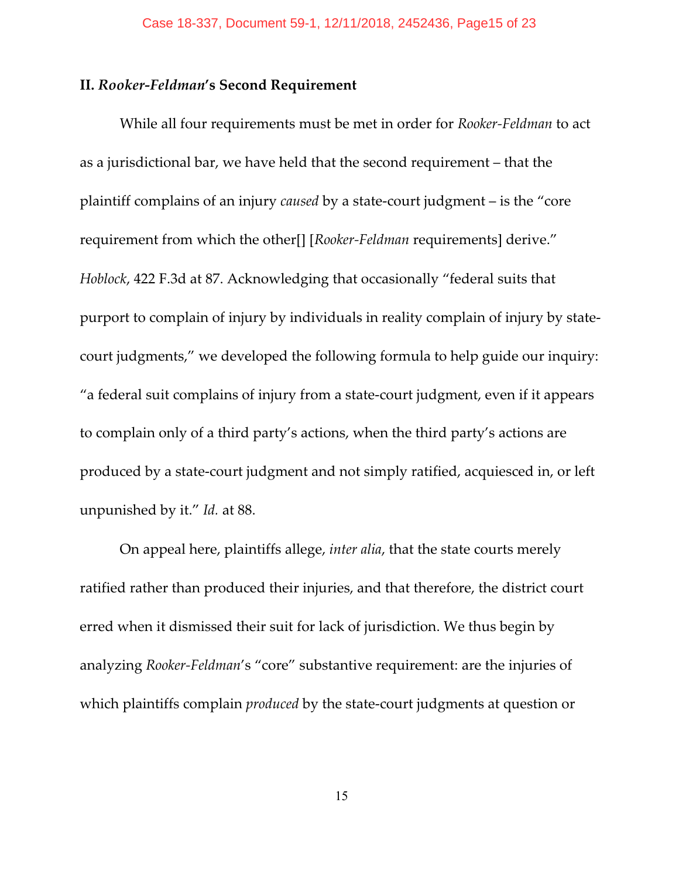## II. *Rooker-Feldman*'s Second Requirement

While all four requirements must be met in order for *Rooker-Feldman* to act as a jurisdictional bar, we have held that the second requirement – that the plaintiff complains of an injury *caused* by a state-court judgment – is the "core requirement from which the other[] [*Rooker-Feldman* requirements] derive." *Hoblock*, 422 F.3d at 87. Acknowledging that occasionally "federal suits that purport to complain of injury by individuals in reality complain of injury by state-court judgments," we developed the following formula to help guide our inquiry: "a federal suit complains of injury from a state-court judgment, even if it appears to complain only of a third party's actions, when the third party's actions are produced by a state-court judgment and not simply ratified, acquiesced in, or left unpunished by it." *Id.* at 88.

On appeal here, plaintiffs allege, *inter alia*, that the state courts merely ratified rather than produced their injuries, and that therefore, the district court erred when it dismissed their suit for lack of jurisdiction. We thus begin by analyzing *Rooker-Feldman*'s "core" substantive requirement: are the injuries of which plaintiffs complain *produced* by the state-court judgments at question or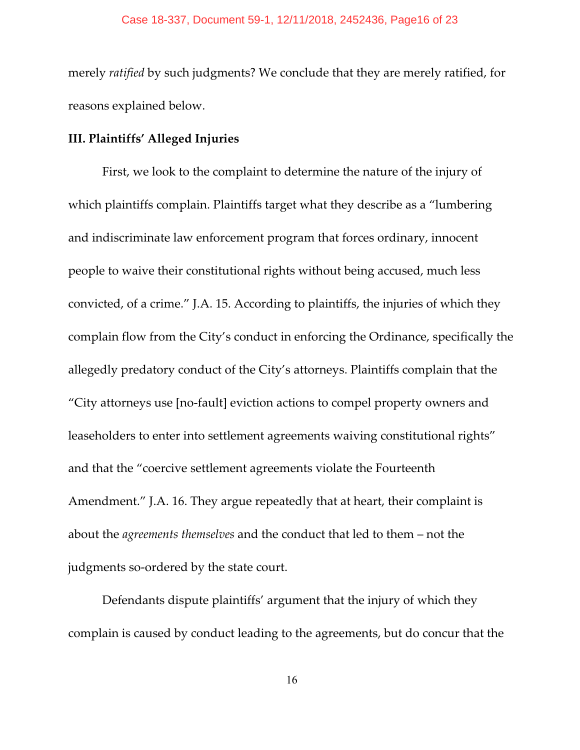merely *ratified* by such judgments? We conclude that they are merely ratified, for reasons explained below.

**III. Plaintiffs' Alleged Injuries**

First, we look to the complaint to determine the nature of the injury of which plaintiffs complain. Plaintiffs target what they describe as a "lumbering and indiscriminate law enforcement program that forces ordinary, innocent people to waive their constitutional rights without being accused, much less convicted, of a crime." J.A. 15. According to plaintiffs, the injuries of which they complain flow from the City's conduct in enforcing the Ordinance, specifically the allegedly predatory conduct of the City's attorneys. Plaintiffs complain that the "City attorneys use [no-fault] eviction actions to compel property owners and leaseholders to enter into settlement agreements waiving constitutional rights" and that the "coercive settlement agreements violate the Fourteenth Amendment." J.A. 16. They argue repeatedly that at heart, their complaint is about the *agreements themselves* and the conduct that led to them – not the judgments so-ordered by the state court.

Defendants dispute plaintiffs' argument that the injury of which they complain is caused by conduct leading to the agreements, but do concur that the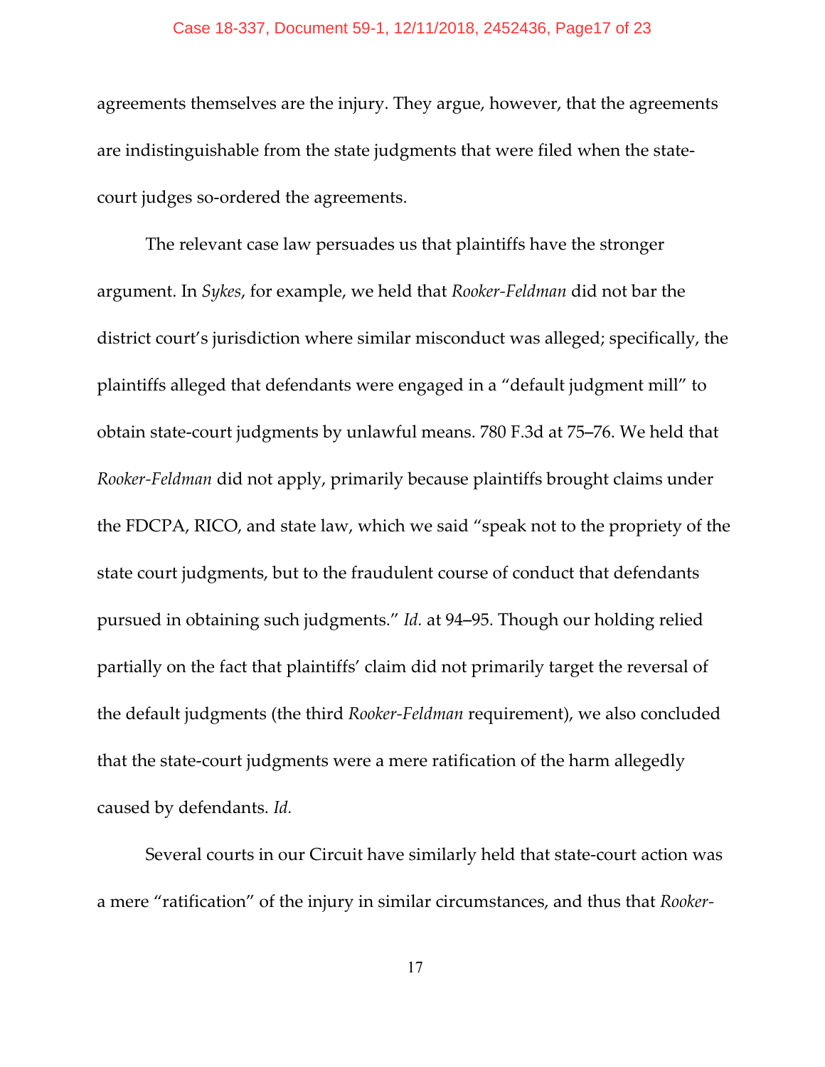agreements themselves are the injury. They argue, however, that the agreements are indistinguishable from the state judgments that were filed when the state-court judges so-ordered the agreements.

The relevant case law persuades us that plaintiffs have the stronger argument. In *Sykes*, for example, we held that *Rooker-Feldman* did not bar the district court's jurisdiction where similar misconduct was alleged; specifically, the plaintiffs alleged that defendants were engaged in a "default judgment mill" to obtain state-court judgments by unlawful means. 780 F.3d at 75–76. We held that *Rooker-Feldman* did not apply, primarily because plaintiffs brought claims under the FDCPA, RICO, and state law, which we said "speak not to the propriety of the state court judgments, but to the fraudulent course of conduct that defendants pursued in obtaining such judgments." *Id.* at 94–95. Though our holding relied partially on the fact that plaintiffs' claim did not primarily target the reversal of the default judgments (the third *Rooker-Feldman* requirement), we also concluded that the state-court judgments were a mere ratification of the harm allegedly caused by defendants. *Id.*

Several courts in our Circuit have similarly held that state-court action was a mere "ratification" of the injury in similar circumstances, and thus that *Rooker-*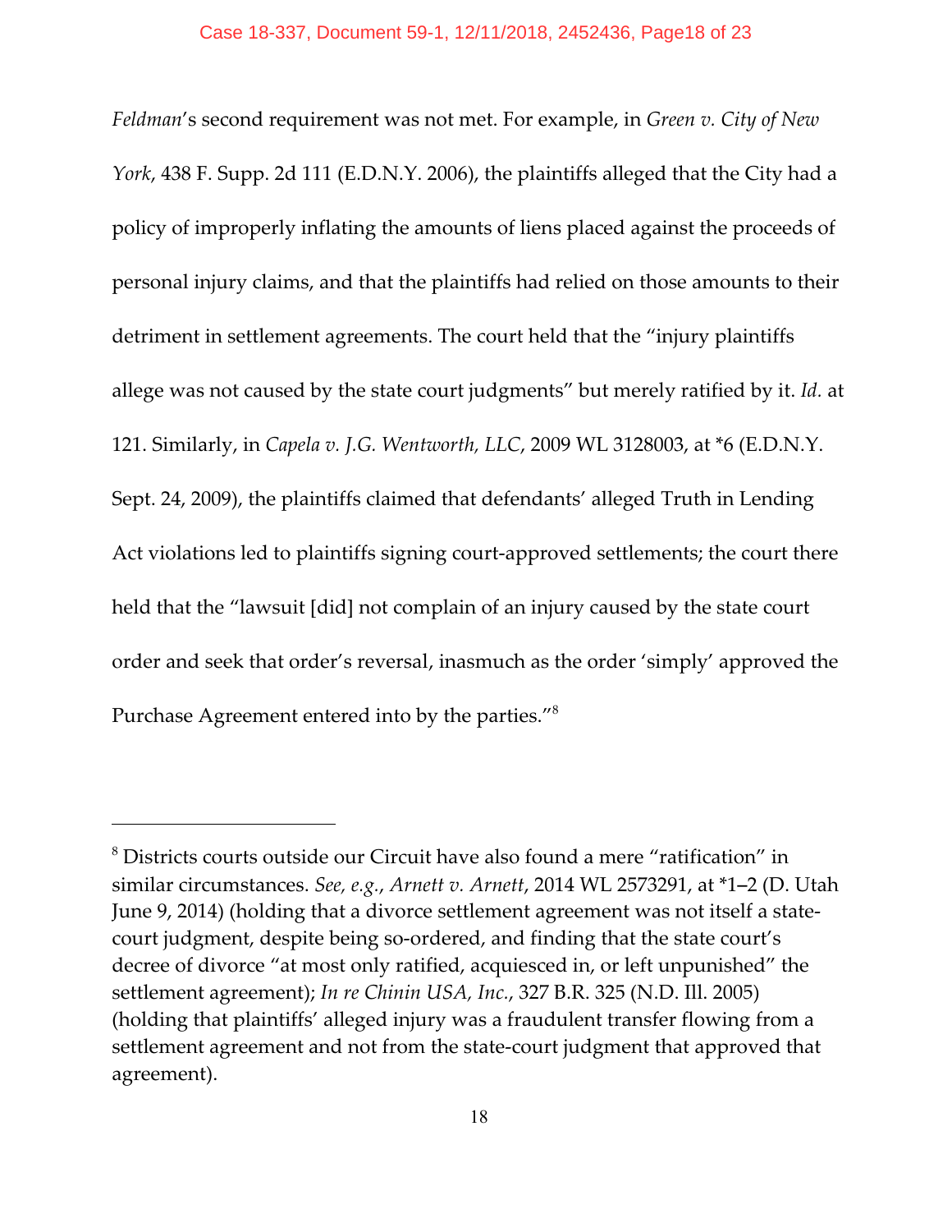*Feldman*'s second requirement was not met. For example, in *Green v. City of New York*, 438 F. Supp. 2d 111 (E.D.N.Y. 2006), the plaintiffs alleged that the City had a policy of improperly inflating the amounts of liens placed against the proceeds of personal injury claims, and that the plaintiffs had relied on those amounts to their detriment in settlement agreements. The court held that the "injury plaintiffs allege was not caused by the state court judgments" but merely ratified by it. *Id.* at 121. Similarly, in *Capela v. J.G. Wentworth, LLC*, 2009 WL 3128003, at *6 (E.D.N.Y. Sept. 24, 2009), the plaintiffs claimed that defendants' alleged Truth in Lending Act violations led to plaintiffs signing court-approved settlements; the court there held that the "lawsuit [did] not complain of an injury caused by the state court order and seek that order's reversal, inasmuch as the order 'simply' approved the Purchase Agreement entered into by the parties."[8]

---

[8] Districts courts outside our Circuit have also found a mere "ratification" in similar circumstances. *See, e.g.*, *Arnett v. Arnett*, 2014 WL 2573291, at *1–2 (D. Utah June 9, 2014) (holding that a divorce settlement agreement was not itself a state-court judgment, despite being so-ordered, and finding that the state court's decree of divorce "at most only ratified, acquiesced in, or left unpunished" the settlement agreement); *In re Chinin USA, Inc.*, 327 B.R. 325 (N.D. Ill. 2005) (holding that plaintiffs' alleged injury was a fraudulent transfer flowing from a settlement agreement and not from the state-court judgment that approved that agreement).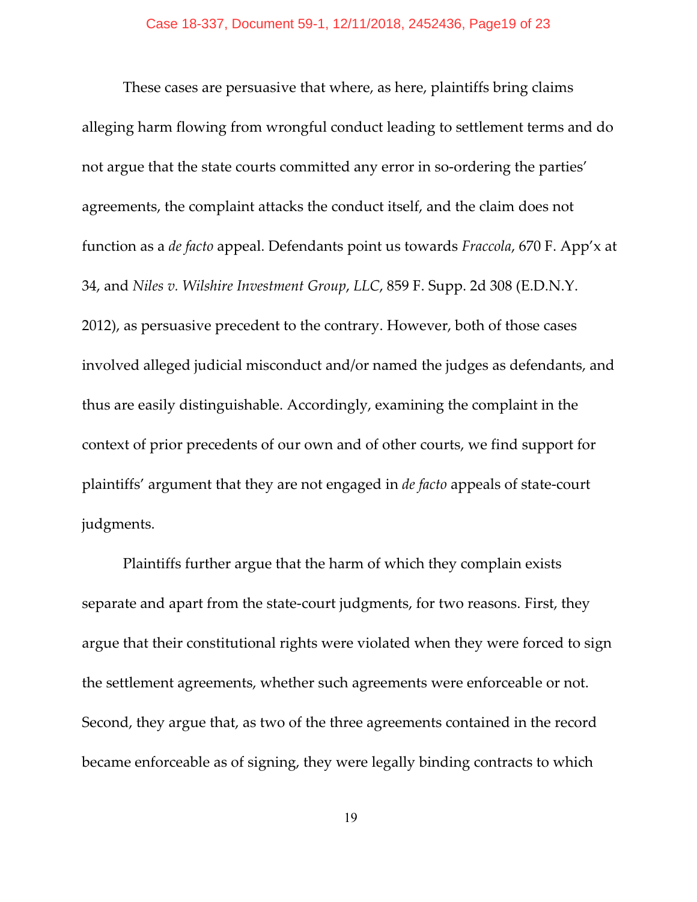These cases are persuasive that where, as here, plaintiffs bring claims alleging harm flowing from wrongful conduct leading to settlement terms and do not argue that the state courts committed any error in so-ordering the parties' agreements, the complaint attacks the conduct itself, and the claim does not function as a *de facto* appeal. Defendants point us towards *Fraccola*, 670 F. App'x at 34, and *Niles v. Wilshire Investment Group, LLC*, 859 F. Supp. 2d 308 (E.D.N.Y. 2012), as persuasive precedent to the contrary. However, both of those cases involved alleged judicial misconduct and/or named the judges as defendants, and thus are easily distinguishable. Accordingly, examining the complaint in the context of prior precedents of our own and of other courts, we find support for plaintiffs' argument that they are not engaged in *de facto* appeals of state-court judgments.

Plaintiffs further argue that the harm of which they complain exists separate and apart from the state-court judgments, for two reasons. First, they argue that their constitutional rights were violated when they were forced to sign the settlement agreements, whether such agreements were enforceable or not. Second, they argue that, as two of the three agreements contained in the record became enforceable as of signing, they were legally binding contracts to which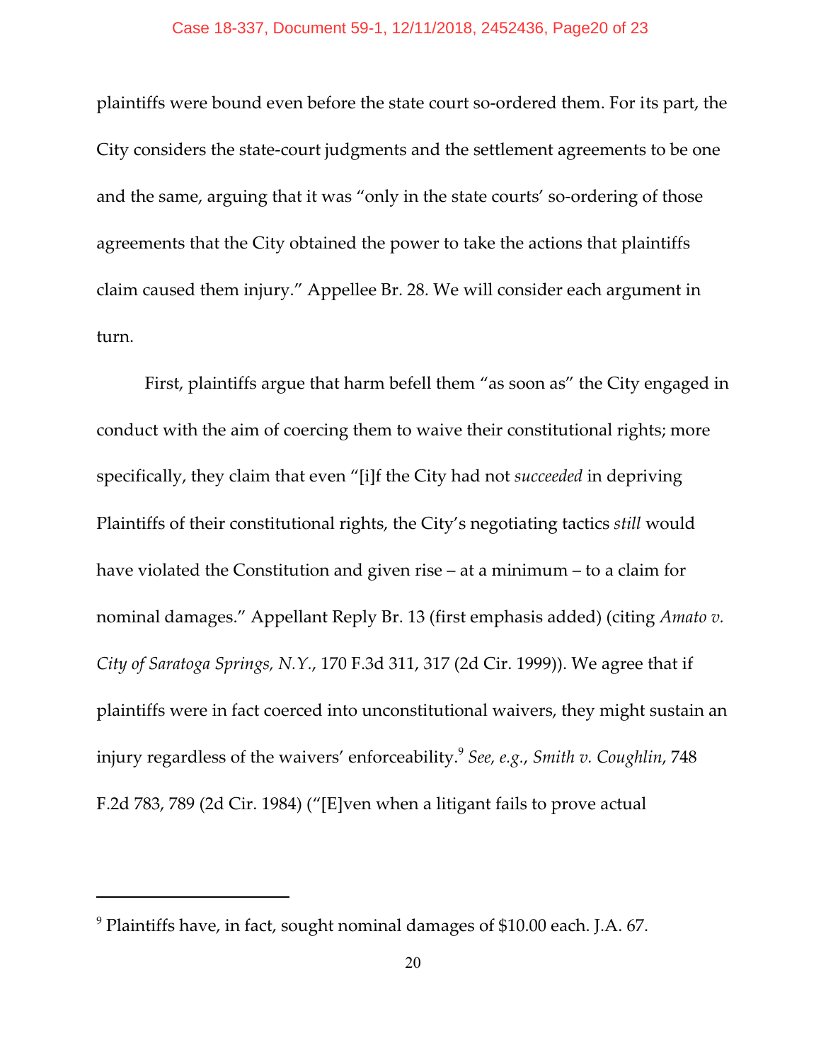plaintiffs were bound even before the state court so-ordered them. For its part, the City considers the state-court judgments and the settlement agreements to be one and the same, arguing that it was "only in the state courts' so-ordering of those agreements that the City obtained the power to take the actions that plaintiffs claim caused them injury." Appellee Br. 28. We will consider each argument in turn.

First, plaintiffs argue that harm befell them "as soon as" the City engaged in conduct with the aim of coercing them to waive their constitutional rights; more specifically, they claim that even "[i]f the City had not *succeeded* in depriving Plaintiffs of their constitutional rights, the City's negotiating tactics *still* would have violated the Constitution and given rise – at a minimum – to a claim for nominal damages." Appellant Reply Br. 13 (first emphasis added) (citing *Amato v. City of Saratoga Springs, N.Y.*, 170 F.3d 311, 317 (2d Cir. 1999)). We agree that if plaintiffs were in fact coerced into unconstitutional waivers, they might sustain an injury regardless of the waivers' enforceability.[9] *See, e.g.*, *Smith v. Coughlin*, 748 F.2d 783, 789 (2d Cir. 1984) ("[E]ven when a litigant fails to prove actual

[9] Plaintiffs have, in fact, sought nominal damages of $10.00 each. J.A. 67.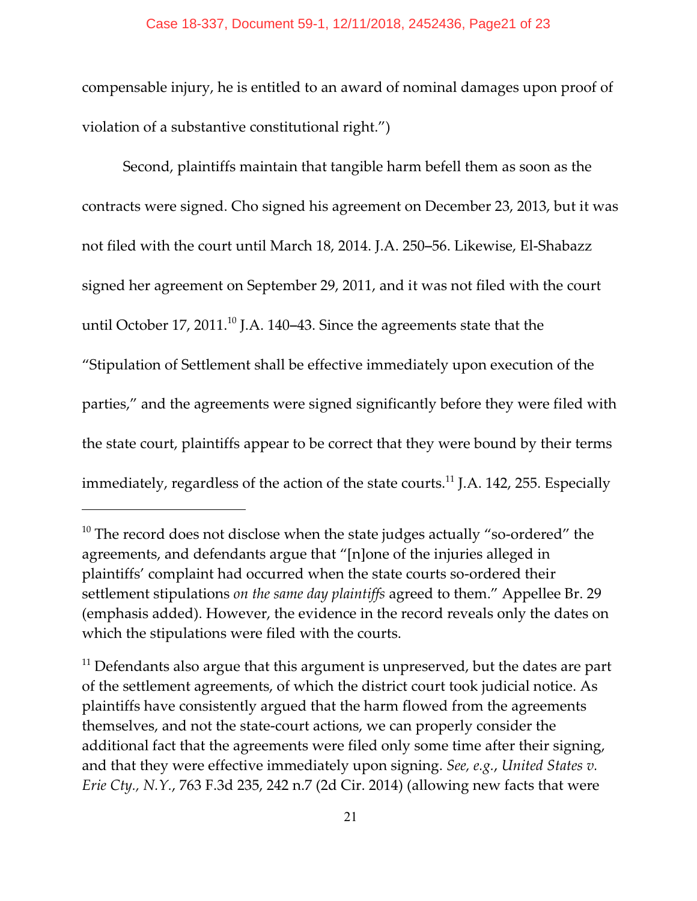compensable injury, he is entitled to an award of nominal damages upon proof of violation of a substantive constitutional right.")

Second, plaintiffs maintain that tangible harm befell them as soon as the contracts were signed. Cho signed his agreement on December 23, 2013, but it was not filed with the court until March 18, 2014. J.A. 250–56. Likewise, El-Shabazz signed her agreement on September 29, 2011, and it was not filed with the court until October 17, 2011.[10] J.A. 140–43. Since the agreements state that the "Stipulation of Settlement shall be effective immediately upon execution of the parties," and the agreements were signed significantly before they were filed with the state court, plaintiffs appear to be correct that they were bound by their terms immediately, regardless of the action of the state courts.[11] J.A. 142, 255. Especially

---

[10] The record does not disclose when the state judges actually "so-ordered" the agreements, and defendants argue that "[n]one of the injuries alleged in plaintiffs' complaint had occurred when the state courts so-ordered their settlement stipulations *on the same day plaintiffs* agreed to them." Appellee Br. 29 (emphasis added). However, the evidence in the record reveals only the dates on which the stipulations were filed with the courts.

[11] Defendants also argue that this argument is unpreserved, but the dates are part of the settlement agreements, of which the district court took judicial notice. As plaintiffs have consistently argued that the harm flowed from the agreements themselves, and not the state-court actions, we can properly consider the additional fact that the agreements were filed only some time after their signing, and that they were effective immediately upon signing. *See, e.g.*, *United States v. Erie Cty., N.Y.*, 763 F.3d 235, 242 n.7 (2d Cir. 2014) (allowing new facts that were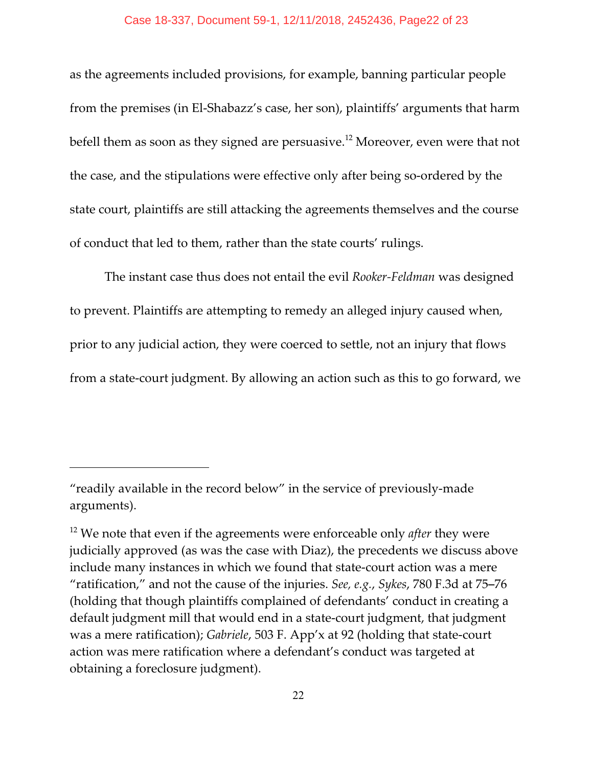as the agreements included provisions, for example, banning particular people from the premises (in El-Shabazz's case, her son), plaintiffs' arguments that harm befell them as soon as they signed are persuasive.[12] Moreover, even were that not the case, and the stipulations were effective only after being so-ordered by the state court, plaintiffs are still attacking the agreements themselves and the course of conduct that led to them, rather than the state courts' rulings.

The instant case thus does not entail the evil *Rooker-Feldman* was designed to prevent. Plaintiffs are attempting to remedy an alleged injury caused when, prior to any judicial action, they were coerced to settle, not an injury that flows from a state-court judgment. By allowing an action such as this to go forward, we

---

"readily available in the record below" in the service of previously-made arguments).

[12] We note that even if the agreements were enforceable only *after* they were judicially approved (as was the case with Diaz), the precedents we discuss above include many instances in which we found that state-court action was a mere "ratification," and not the cause of the injuries. *See, e.g.*, *Sykes*, 780 F.3d at 75–76 (holding that though plaintiffs complained of defendants' conduct in creating a default judgment mill that would end in a state-court judgment, that judgment was a mere ratification); *Gabriele*, 503 F. App'x at 92 (holding that state-court action was mere ratification where a defendant's conduct was targeted at obtaining a foreclosure judgment).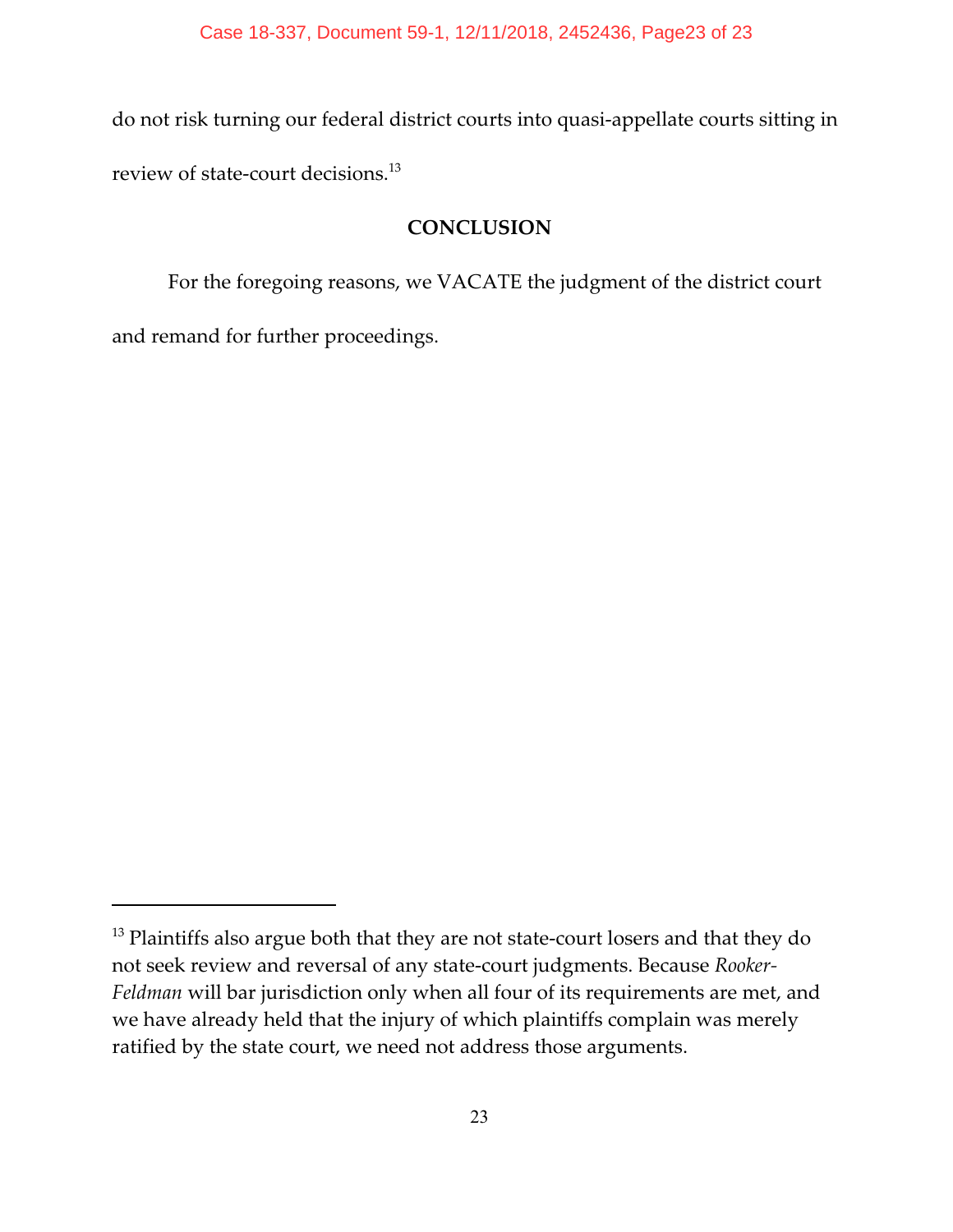do not risk turning our federal district courts into quasi-appellate courts sitting in review of state-court decisions.[13]

## CONCLUSION

For the foregoing reasons, we VACATE the judgment of the district court and remand for further proceedings.

---

[13] Plaintiffs also argue both that they are not state-court losers and that they do not seek review and reversal of any state-court judgments. Because *Rooker-Feldman* will bar jurisdiction only when all four of its requirements are met, and we have already held that the injury of which plaintiffs complain was merely ratified by the state court, we need not address those arguments.